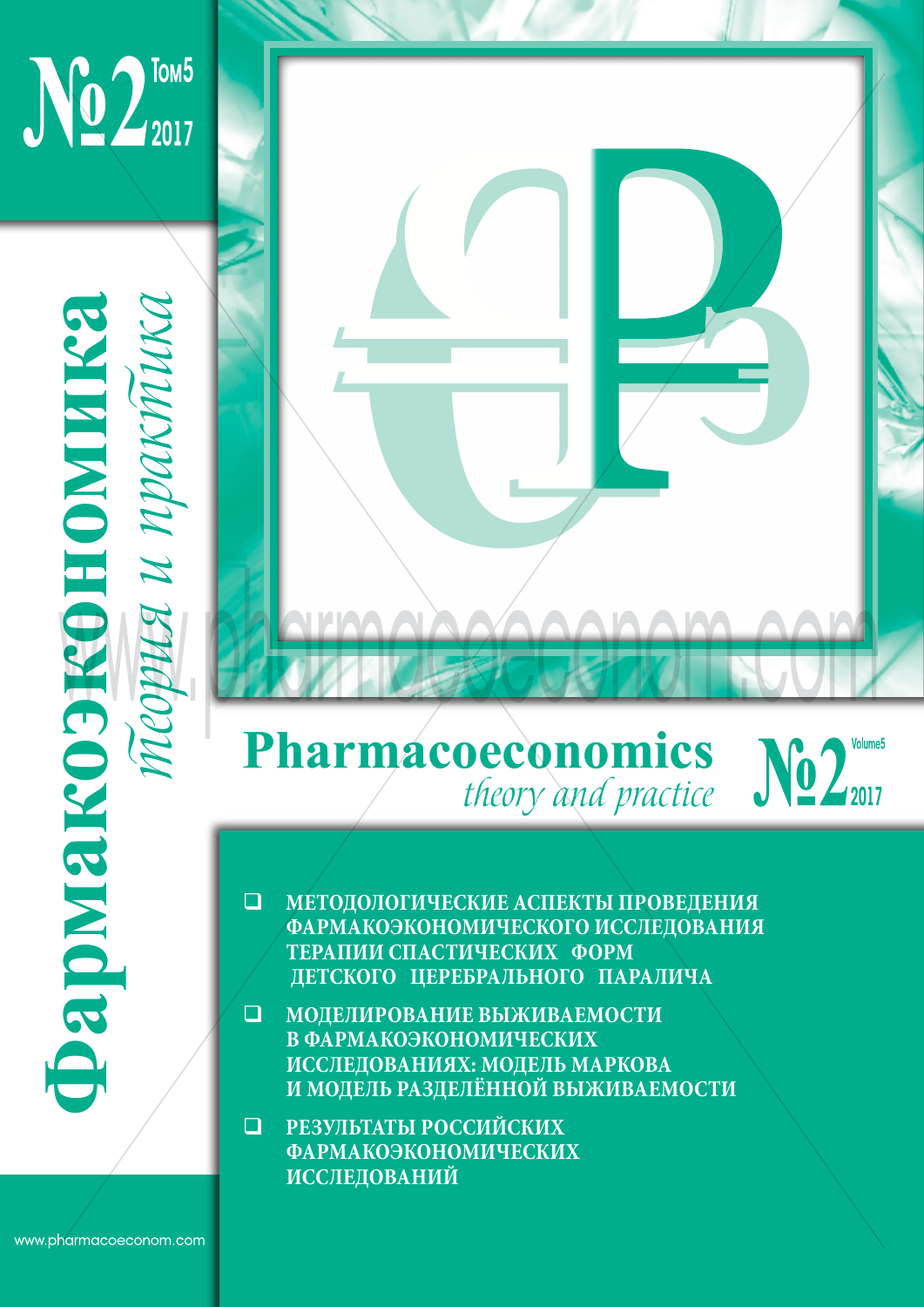# Фармакоэкономика

*теория и практика*

№2 Том5 2017

# Pharmacoeconomics

*theory and practice*

№2 Volume5 2017

- МЕТОДОЛОГИЧЕСКИЕ АСПЕКТЫ ПРОВЕДЕНИЯ ФАРМАКОЭКОНОМИЧЕСКОГО ИССЛЕДОВАНИЯ ТЕРАПИИ СПАСТИЧЕСКИХ ФОРМ ДЕТСКОГО ЦЕРЕБРАЛЬНОГО ПАРАЛИЧА
- МОДЕЛИРОВАНИЕ ВЫЖИВАЕМОСТИ В ФАРМАКОЭКОНОМИЧЕСКИХ ИССЛЕДОВАНИЯХ: МОДЕЛЬ МАРКОВА И МОДЕЛЬ РАЗДЕЛЁННОЙ ВЫЖИВАЕМОСТИ
- РЕЗУЛЬТАТЫ РОССИЙСКИХ ФАРМАКОЭКОНОМИЧЕСКИХ ИССЛЕДОВАНИЙ

www.pharmacoeconom.com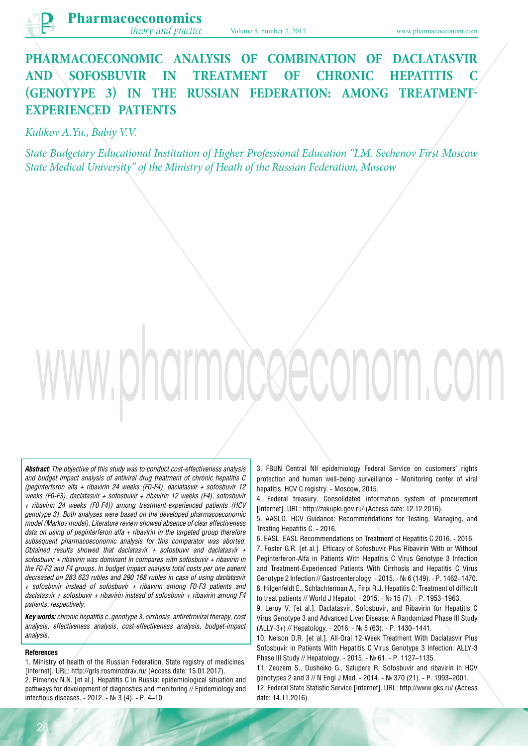# PHARMACOECONOMIC ANALYSIS OF COMBINATION OF DACLATASVIR AND SOFOSBUVIR IN TREATMENT OF CHRONIC HEPATITIS C (GENOTYPE 3) IN THE RUSSIAN FEDERATION: AMONG TREATMENT-EXPERIENCED PATIENTS

*Kulikov A.Yu., Babiy V.V.*

*State Budgetary Educational Institution of Higher Professional Education "I.M. Sechenov First Moscow State Medical University" of the Ministry of Heath of the Russian Federation, Moscow*

***Abstract:*** *The objective of this study was to conduct cost-effectiveness analysis and budget impact analysis of antiviral drug treatment of chronic hepatitis C (peginterferon alfa + ribavirin 24 weeks (F0-F4), daclatasvir + sofosbuvir 12 weeks (F0-F3), daclatasvir + sofosbuvir + ribavirin 12 weeks (F4), sofosbuvir + ribavirin 24 weeks (F0-F4)) among treatment-experienced patients (HCV genotype 3). Both analyses were based on the developed pharmacoeconomic model (Markov model). Literature review showed absence of clear effectiveness data on using of peginterferon alfa + ribavirin in the targeted group therefore subsequent pharmacoeconomic analysis for this comparator was aborted. Obtained results showed that daclatasvir + sofosbuvir and daclatasvir + sofosbuvir + ribavirin was dominant in compares with sofosbuvir + ribavirin in the F0-F3 and F4 groups. In budget impact analysis total costs per one patient decreased on 283 623 rubles and 290 168 rubles in case of using daclatasvir + sofosbuvir instead of sofosbuvir + ribavirin among F0-F3 patients and daclatasvir + sofosbuvir + ribavirin instead of sofosbuvir + ribavirin among F4 patients, respectively.*

***Key words:*** *chronic hepatitis c, genotype 3, cirrhosis, antiretroviral therapy, cost analysis, effectiveness analysis, cost-effectiveness analysis, budget-impact analysis.*

**References**

1. Ministry of health of the Russian Federation. State registry of medicines. [Internet]. URL: http://grls.rosminzdrav.ru/ (Access date: 15.01.2017).
2. Pimenov N.N. [et al.]. Hepatitis C in Russia: epidemiological situation and pathways for development of diagnostics and monitoring // Epidemiology and infectious diseases. - 2012. - № 3 (4). - P. 4–10.
3. FBUN Central NII epidemiology Federal Service on customers' rights protection and human well-being surveillance - Monitoring center of viral hepatitis. HCV C registry. - Moscow, 2015.
4. Federal treasury. Consolidated information system of procurement [Internet]. URL: http://zakupki.gov.ru/ (Access date: 12.12.2016).
5. AASLD. HCV Guidance: Recommendations for Testing, Managing, and Treating Hepatitis C. - 2016.
6. EASL. EASL Recommendations on Treatment of Hepatitis C 2016. - 2016.
7. Foster G.R. [et al.]. Efficacy of Sofosbuvir Plus Ribavirin With or Without Peginterferon-Alfa in Patients With Hepatitis C Virus Genotype 3 Infection and Treatment-Experienced Patients With Cirrhosis and Hepatitis C Virus Genotype 2 Infection // Gastroenterology. - 2015. - № 6 (149). - P. 1462–1470.
8. Hilgenfeldt E., Schlachterman A., Firpi R.J. Hepatitis C: Treatment of difficult to treat patients // World J Hepatol. - 2015. - № 15 (7). - P. 1953–1963.
9. Leroy V. [et al.]. Daclatasvir, Sofosbuvir, and Ribavirin for Hepatitis C Virus Genotype 3 and Advanced Liver Disease: A Randomized Phase III Study (ALLY-3+) // Hepatology. - 2016. - № 5 (63). - P. 1430–1441.
10. Nelson D.R. [et al.]. All-Oral 12-Week Treatment With Daclatasvir Plus Sofosbuvir in Patients With Hepatitis C Virus Genotype 3 Infection: ALLY-3 Phase III Study // Hepatology. - 2015. - № 61. - P. 1127–1135.
11. Zeuzem S., Dusheiko G., Salupere R. Sofosbuvir and ribavirin in HCV genotypes 2 and 3 // N Engl J Med. - 2014. - № 370 (21). - P. 1993–2001.
12. Federal State Statistic Service [Internet]. URL: http://www.gks.ru/ (Access date: 14.11.2016).